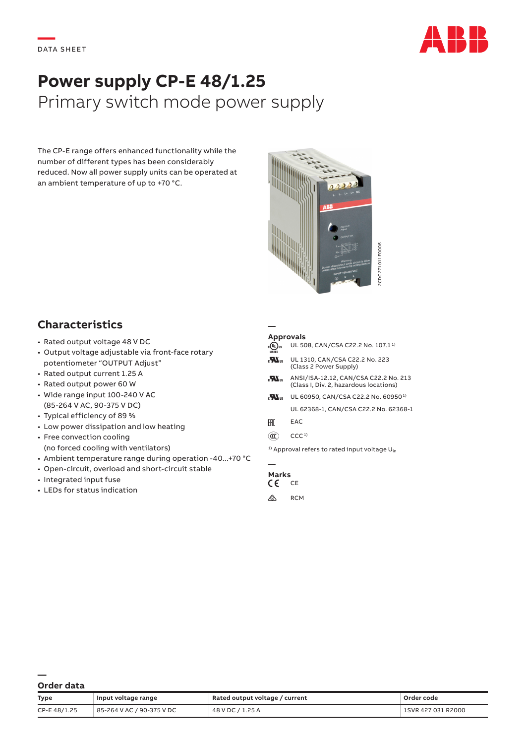DATA SHEET

# Power supply CP-E 48/1.25

## Primary switch mode power supply

The CP-E range offers enhanced functionality while the number of different types has been considerably reduced. Now all power supply units can be operated at an ambient temperature of up to +70 °C.

2CDC 271 011 F0006

## Characteristics

- Rated output voltage 48 V DC
- Output voltage adjustable via front-face rotary potentiometer "OUTPUT Adjust"
- Rated output current 1.25 A
- Rated output power 60 W
- Wide range input 100-240 V AC (85-264 V AC, 90-375 V DC)
- Typical efficiency of 89 %
- Low power dissipation and low heating
- Free convection cooling (no forced cooling with ventilators)
- Ambient temperature range during operation -40...+70 °C
- Open-circuit, overload and short-circuit stable
- Integrated input fuse
- LEDs for status indication

### Approvals

- UL 508, CAN/CSA C22.2 No. 107.1 [1]
- UL 1310, CAN/CSA C22.2 No. 223 (Class 2 Power Supply)
- ANSI/ISA-12.12, CAN/CSA C22.2 No. 213 (Class I, Div. 2, hazardous locations)
- UL 60950, CAN/CSA C22.2 No. 60950 [1]
- UL 62368-1, CAN/CSA C22.2 No. 62368-1
- EAC
- CCC [1]

[1] Approval refers to rated input voltage $U_{in}$

### Marks

- CE
- RCM

## Order data

| Type | Input voltage range | Rated output voltage / current | Order code |
| --- | --- | --- | --- |
| CP-E 48/1.25 | 85-264 V AC / 90-375 V DC | 48 V DC / 1.25 A | 1SVR 427 031 R2000 |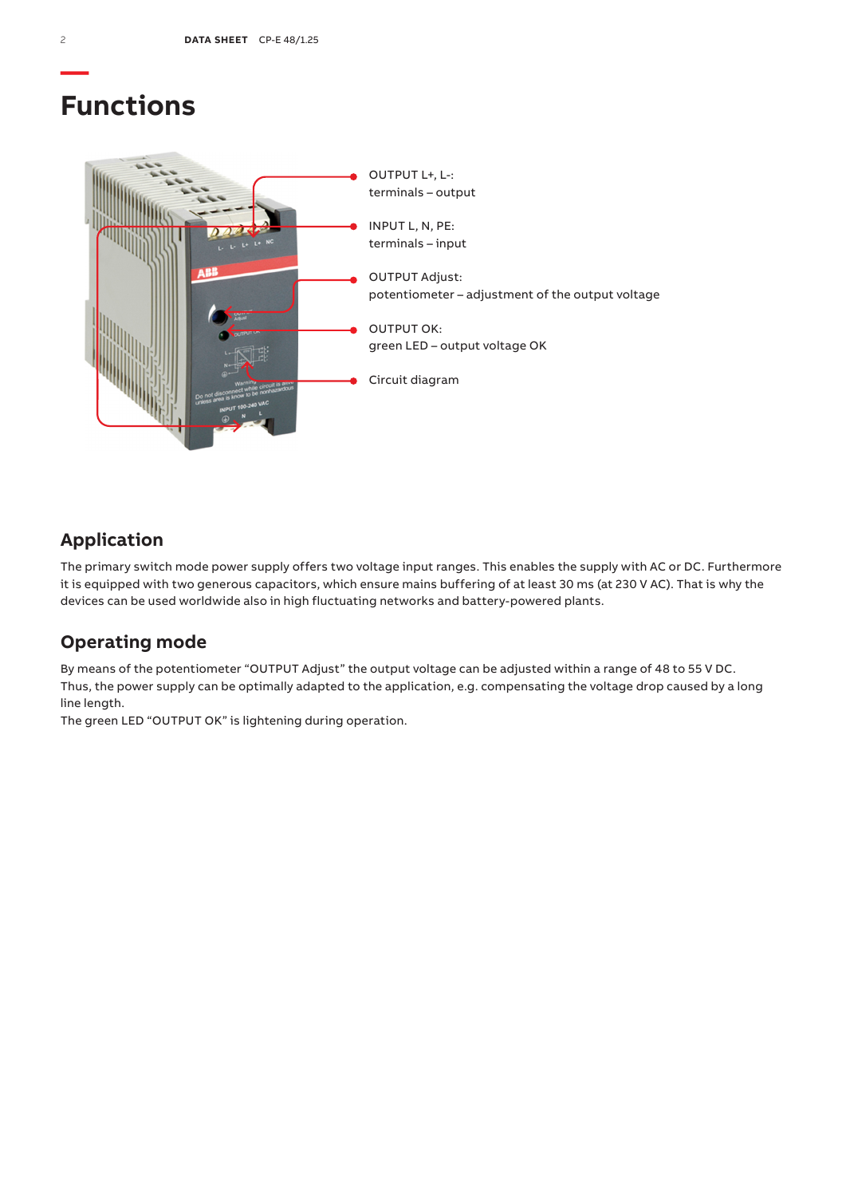# Functions

OUTPUT L+, L-:
terminals – output

INPUT L, N, PE:
terminals – input

OUTPUT Adjust:
potentiometer – adjustment of the output voltage

OUTPUT OK:
green LED – output voltage OK

Circuit diagram

## Application

The primary switch mode power supply offers two voltage input ranges. This enables the supply with AC or DC. Furthermore it is equipped with two generous capacitors, which ensure mains buffering of at least 30 ms (at 230 V AC). That is why the devices can be used worldwide also in high fluctuating networks and battery-powered plants.

## Operating mode

By means of the potentiometer “OUTPUT Adjust” the output voltage can be adjusted within a range of 48 to 55 V DC. Thus, the power supply can be optimally adapted to the application, e.g. compensating the voltage drop caused by a long line length.
The green LED “OUTPUT OK” is lightening during operation.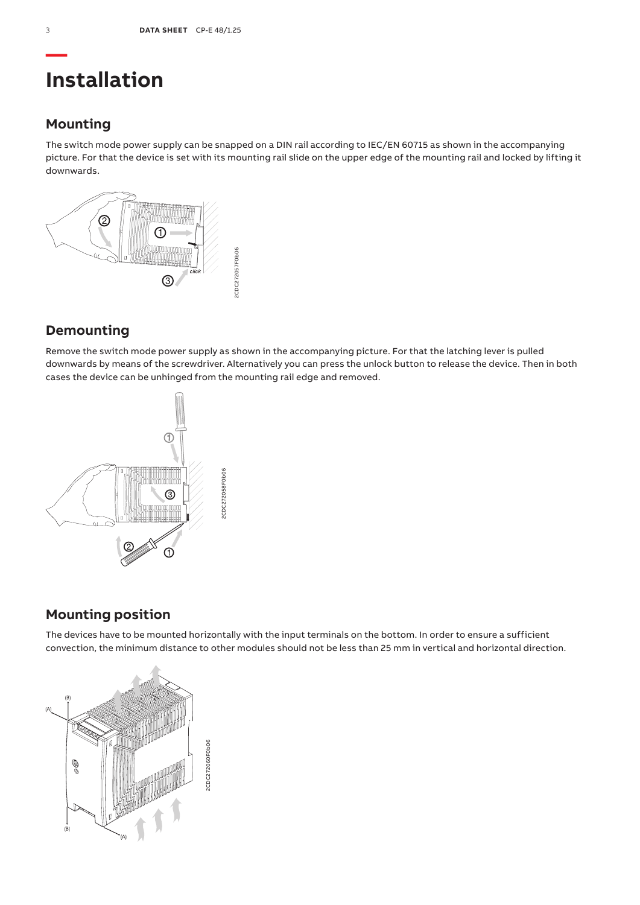# Installation

## Mounting

The switch mode power supply can be snapped on a DIN rail according to IEC/EN 60715 as shown in the accompanying picture. For that the device is set with its mounting rail slide on the upper edge of the mounting rail and locked by lifting it downwards.

2CDC272057F0b06

## Demounting

Remove the switch mode power supply as shown in the accompanying picture. For that the latching lever is pulled downwards by means of the screwdriver. Alternatively you can press the unlock button to release the device. Then in both cases the device can be unhinged from the mounting rail edge and removed.

2CDC272058F0b06

## Mounting position

The devices have to be mounted horizontally with the input terminals on the bottom. In order to ensure a sufficient convection, the minimum distance to other modules should not be less than 25 mm in vertical and horizontal direction.

2CDC272060F0b06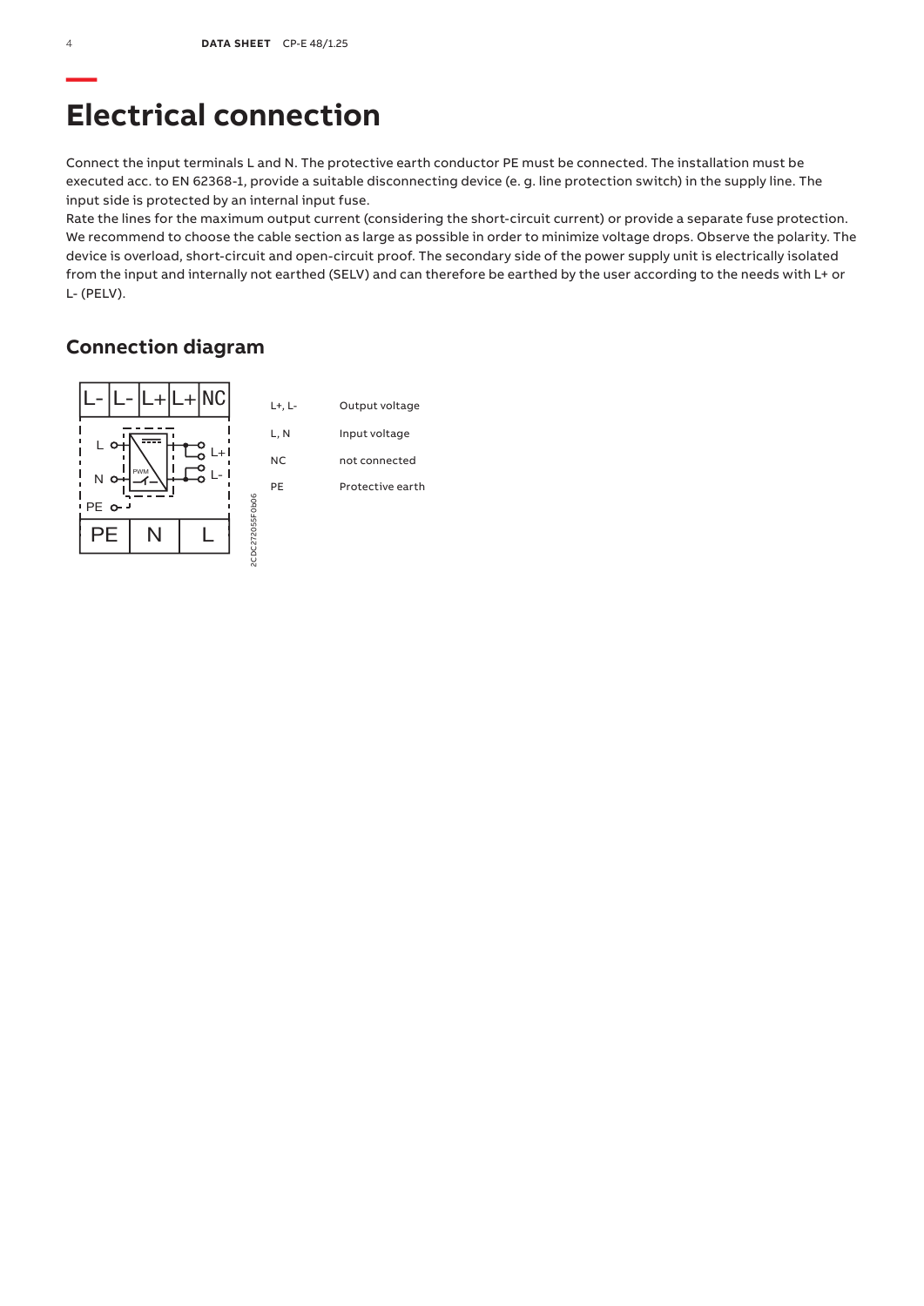# Electrical connection

Connect the input terminals L and N. The protective earth conductor PE must be connected. The installation must be executed acc. to EN 62368-1, provide a suitable disconnecting device (e. g. line protection switch) in the supply line. The input side is protected by an internal input fuse.
Rate the lines for the maximum output current (considering the short-circuit current) or provide a separate fuse protection. We recommend to choose the cable section as large as possible in order to minimize voltage drops. Observe the polarity. The device is overload, short-circuit and open-circuit proof. The secondary side of the power supply unit is electrically isolated from the input and internally not earthed (SELV) and can therefore be earthed by the user according to the needs with L+ or L- (PELV).

## Connection diagram

| | |
|---|---|
| L+, L- | Output voltage |
| L, N | Input voltage |
| NC | not connected |
| PE | Protective earth |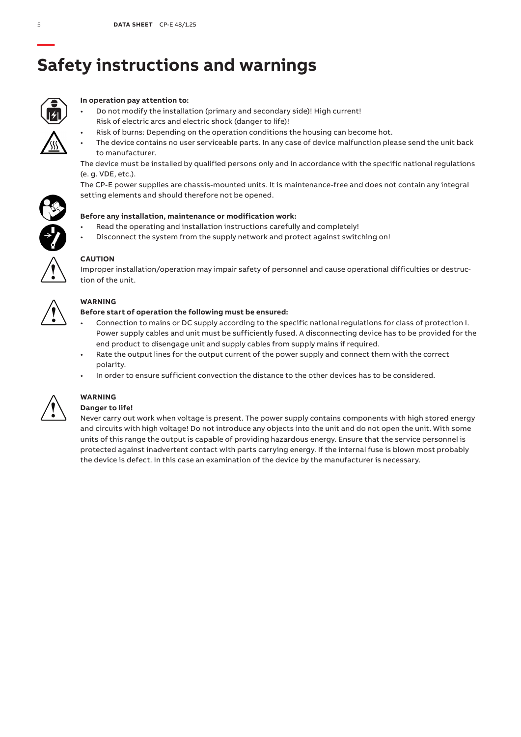# Safety instructions and warnings

**In operation pay attention to:**

- Do not modify the installation (primary and secondary side)! High current! Risk of electric arcs and electric shock (danger to life)!
- Risk of burns: Depending on the operation conditions the housing can become hot.
- The device contains no user serviceable parts. In any case of device malfunction please send the unit back to manufacturer.

The device must be installed by qualified persons only and in accordance with the specific national regulations (e. g. VDE, etc.).

The CP-E power supplies are chassis-mounted units. It is maintenance-free and does not contain any integral setting elements and should therefore not be opened.

**Before any installation, maintenance or modification work:**

- Read the operating and installation instructions carefully and completely!
- Disconnect the system from the supply network and protect against switching on!

**CAUTION**

Improper installation/operation may impair safety of personnel and cause operational difficulties or destruction of the unit.

**WARNING**

**Before start of operation the following must be ensured:**

- Connection to mains or DC supply according to the specific national regulations for class of protection I. Power supply cables and unit must be sufficiently fused. A disconnecting device has to be provided for the end product to disengage unit and supply cables from supply mains if required.
- Rate the output lines for the output current of the power supply and connect them with the correct polarity.
- In order to ensure sufficient convection the distance to the other devices has to be considered.

**WARNING**

**Danger to life!**

Never carry out work when voltage is present. The power supply contains components with high stored energy and circuits with high voltage! Do not introduce any objects into the unit and do not open the unit. With some units of this range the output is capable of providing hazardous energy. Ensure that the service personnel is protected against inadvertent contact with parts carrying energy. If the internal fuse is blown most probably the device is defect. In this case an examination of the device by the manufacturer is necessary.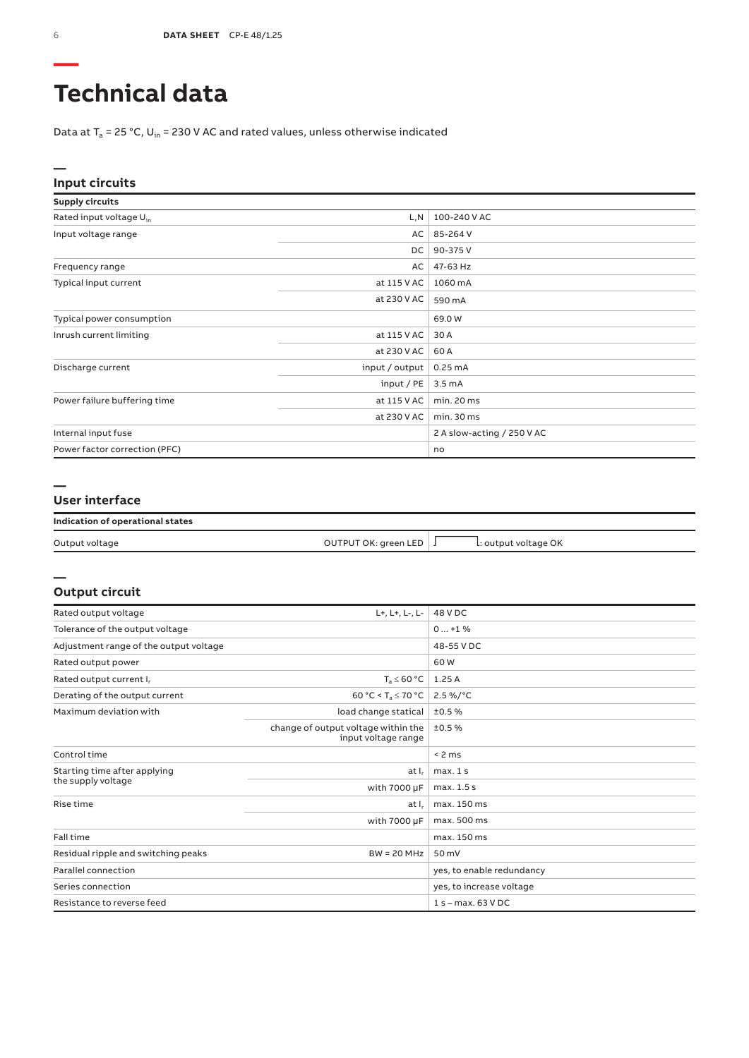# Technical data

Data at $T_a$ = 25 °C, $U_{in}$ = 230 V AC and rated values, unless otherwise indicated

## Input circuits

| **Supply circuits** | | |
|---|---|---|
| Rated input voltage $U_{in}$ | L,N | 100-240 V AC |
| Input voltage range | AC | 85-264 V |
| | DC | 90-375 V |
| Frequency range | AC | 47-63 Hz |
| Typical input current | at 115 V AC | 1060 mA |
| | at 230 V AC | 590 mA |
| Typical power consumption | | 69.0 W |
| Inrush current limiting | at 115 V AC | 30 A |
| | at 230 V AC | 60 A |
| Discharge current | input / output | 0.25 mA |
| | input / PE | 3.5 mA |
| Power failure buffering time | at 115 V AC | min. 20 ms |
| | at 230 V AC | min. 30 ms |
| Internal input fuse | | 2 A slow-acting / 250 V AC |
| Power factor correction (PFC) | | no |

## User interface

| **Indication of operational states** | | |
|---|---|---|
| Output voltage | OUTPUT OK: green LED | ⎍: output voltage OK |

## Output circuit

| | | |
|---|---|---|
| Rated output voltage | L+, L+, L-, L- | 48 V DC |
| Tolerance of the output voltage | | 0 ... +1 % |
| Adjustment range of the output voltage | | 48-55 V DC |
| Rated output power | | 60 W |
| Rated output current $I_r$ | $T_a \leq 60$ °C | 1.25 A |
| Derating of the output current | 60 °C < $T_a \leq 70$ °C | 2.5 %/°C |
| Maximum deviation with | load change statical | ±0.5 % |
| | change of output voltage within the input voltage range | ±0.5 % |
| Control time | | < 2 ms |
| Starting time after applying the supply voltage | at $I_r$ | max. 1 s |
| | with 7000 μF | max. 1.5 s |
| Rise time | at $I_r$ | max. 150 ms |
| | with 7000 μF | max. 500 ms |
| Fall time | | max. 150 ms |
| Residual ripple and switching peaks | BW = 20 MHz | 50 mV |
| Parallel connection | | yes, to enable redundancy |
| Series connection | | yes, to increase voltage |
| Resistance to reverse feed | | 1 s – max. 63 V DC |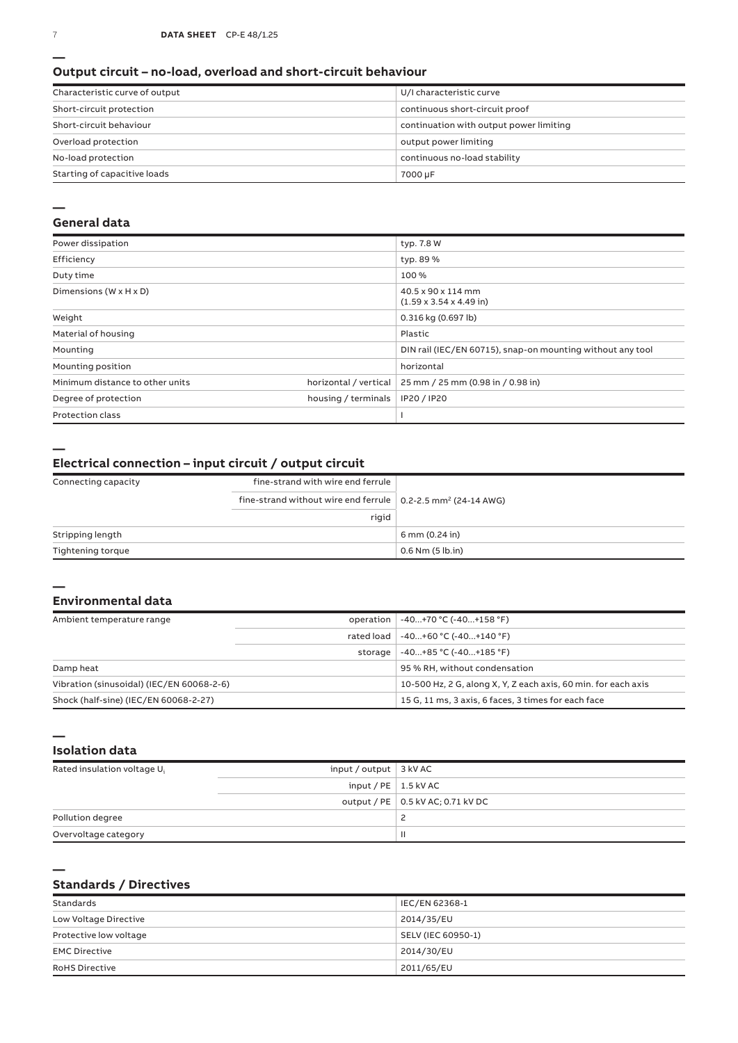## Output circuit – no-load, overload and short-circuit behaviour

| Characteristic curve of output | U/I characteristic curve |
|---|---|
| Short-circuit protection | continuous short-circuit proof |
| Short-circuit behaviour | continuation with output power limiting |
| Overload protection | output power limiting |
| No-load protection | continuous no-load stability |
| Starting of capacitive loads | 7000 µF |

## General data

| Power dissipation | | typ. 7.8 W |
|---|---|---|
| Efficiency | | typ. 89 % |
| Duty time | | 100 % |
| Dimensions (W x H x D) | | 40.5 x 90 x 114 mm (1.59 x 3.54 x 4.49 in) |
| Weight | | 0.316 kg (0.697 lb) |
| Material of housing | | Plastic |
| Mounting | | DIN rail (IEC/EN 60715), snap-on mounting without any tool |
| Mounting position | | horizontal |
| Minimum distance to other units | horizontal / vertical | 25 mm / 25 mm (0.98 in / 0.98 in) |
| Degree of protection | housing / terminals | IP20 / IP20 |
| Protection class | | I |

## Electrical connection – input circuit / output circuit

| Connecting capacity | fine-strand with wire end ferrule | 0.2-2.5 mm² (24-14 AWG) |
|---|---|---|
| | fine-strand without wire end ferrule | |
| | rigid | |
| Stripping length | | 6 mm (0.24 in) |
| Tightening torque | | 0.6 Nm (5 lb.in) |

## Environmental data

| Ambient temperature range | operation | -40...+70 °C (-40...+158 °F) |
|---|---|---|
| | rated load | -40...+60 °C (-40...+140 °F) |
| | storage | -40...+85 °C (-40...+185 °F) |
| Damp heat | | 95 % RH, without condensation |
| Vibration (sinusoidal) (IEC/EN 60068-2-6) | | 10-500 Hz, 2 G, along X, Y, Z each axis, 60 min. for each axis |
| Shock (half-sine) (IEC/EN 60068-2-27) | | 15 G, 11 ms, 3 axis, 6 faces, 3 times for each face |

## Isolation data

| Rated insulation voltage $U_i$ | input / output | 3 kV AC |
|---|---|---|
| | input / PE | 1.5 kV AC |
| | output / PE | 0.5 kV AC; 0.71 kV DC |
| Pollution degree | | 2 |
| Overvoltage category | | II |

## Standards / Directives

| Standards | IEC/EN 62368-1 |
|---|---|
| Low Voltage Directive | 2014/35/EU |
| Protective low voltage | SELV (IEC 60950-1) |
| EMC Directive | 2014/30/EU |
| RoHS Directive | 2011/65/EU |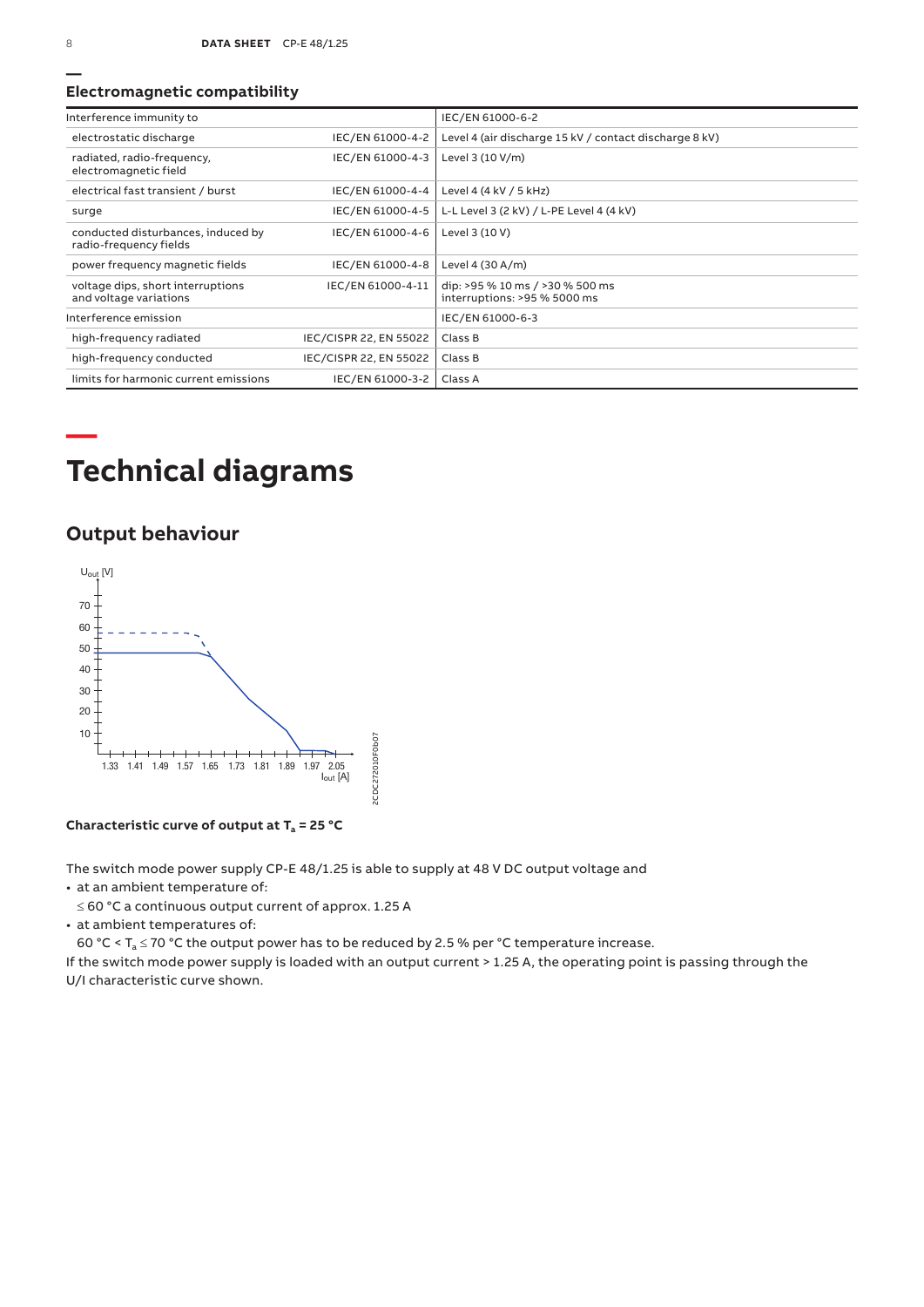## Electromagnetic compatibility

| Interference immunity to | | IEC/EN 61000-6-2 |
|---|---|---|
| electrostatic discharge | IEC/EN 61000-4-2 | Level 4 (air discharge 15 kV / contact discharge 8 kV) |
| radiated, radio-frequency, electromagnetic field | IEC/EN 61000-4-3 | Level 3 (10 V/m) |
| electrical fast transient / burst | IEC/EN 61000-4-4 | Level 4 (4 kV / 5 kHz) |
| surge | IEC/EN 61000-4-5 | L-L Level 3 (2 kV) / L-PE Level 4 (4 kV) |
| conducted disturbances, induced by radio-frequency fields | IEC/EN 61000-4-6 | Level 3 (10 V) |
| power frequency magnetic fields | IEC/EN 61000-4-8 | Level 4 (30 A/m) |
| voltage dips, short interruptions and voltage variations | IEC/EN 61000-4-11 | dip: >95 % 10 ms / >30 % 500 ms interruptions: >95 % 5000 ms |
| Interference emission | | IEC/EN 61000-6-3 |
| high-frequency radiated | IEC/CISPR 22, EN 55022 | Class B |
| high-frequency conducted | IEC/CISPR 22, EN 55022 | Class B |
| limits for harmonic current emissions | IEC/EN 61000-3-2 | Class A |

# Technical diagrams

## Output behaviour

**Characteristic curve of output at $T_a$ = 25 °C**

The switch mode power supply CP-E 48/1.25 is able to supply at 48 V DC output voltage and

- at an ambient temperature of:
  ≤ 60 °C a continuous output current of approx. 1.25 A
- at ambient temperatures of:
  60 °C < $T_a$ ≤ 70 °C the output power has to be reduced by 2.5 % per °C temperature increase.

If the switch mode power supply is loaded with an output current > 1.25 A, the operating point is passing through the U/I characteristic curve shown.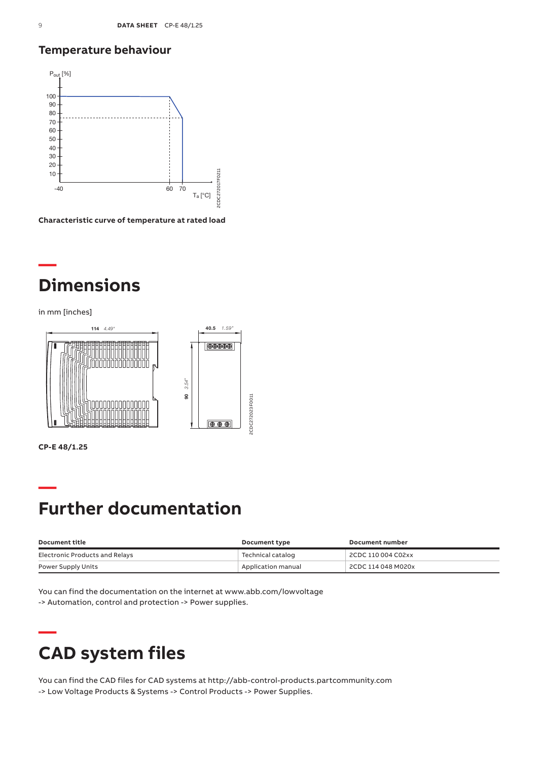## Temperature behaviour

Characteristic curve of temperature at rated load

# Dimensions

in mm [inches]

**CP-E 48/1.25**

# Further documentation

| Document title | Document type | Document number |
| --- | --- | --- |
| Electronic Products and Relays | Technical catalog | 2CDC 110 004 C02xx |
| Power Supply Units | Application manual | 2CDC 114 048 M020x |

You can find the documentation on the internet at www.abb.com/lowvoltage
-> Automation, control and protection -> Power supplies.

# CAD system files

You can find the CAD files for CAD systems at http://abb-control-products.partcommunity.com
-> Low Voltage Products & Systems -> Control Products -> Power Supplies.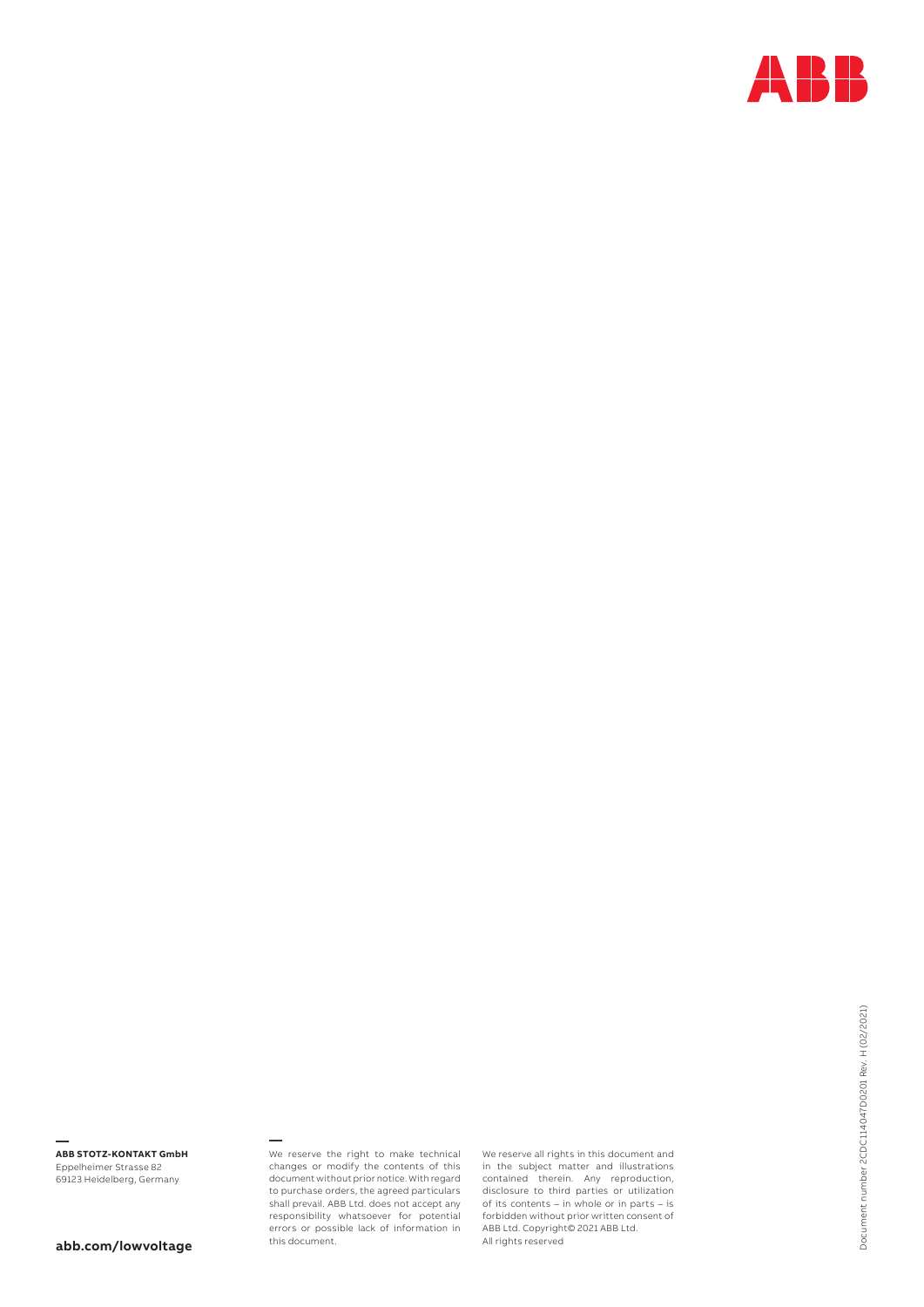**ABB STOTZ-KONTAKT GmbH**
Eppelheimer Strasse 82
69123 Heidelberg, Germany

**abb.com/lowvoltage**

We reserve the right to make technical changes or modify the contents of this document without prior notice. With regard to purchase orders, the agreed particulars shall prevail. ABB Ltd. does not accept any responsibility whatsoever for potential errors or possible lack of information in this document.

We reserve all rights in this document and in the subject matter and illustrations contained therein. Any reproduction, disclosure to third parties or utilization of its contents – in whole or in parts – is forbidden without prior written consent of ABB Ltd. Copyright© 2021 ABB Ltd.
All rights reserved

Document number 2CDC114047D0201 Rev. H (02/2021)